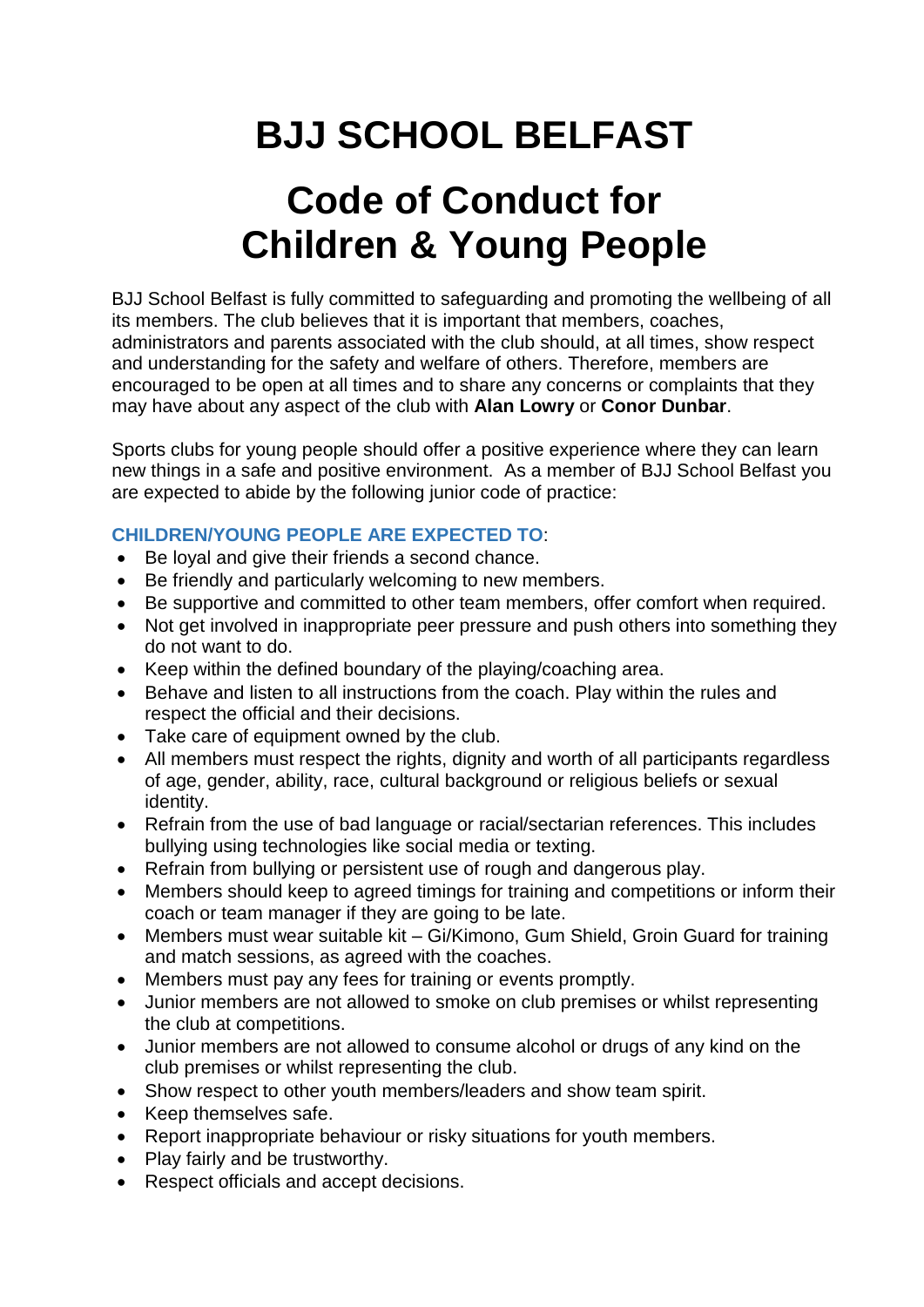# BJJ SCHOOL BELFAST

# Code of Conduct for Children & Young People

BJJ School Belfast is fully committed to safeguarding and promoting the wellbeing of all its members. The club believes that it is important that members, coaches, administrators and parents associated with the club should, at all times, show respect and understanding for the safety and welfare of others. Therefore, members are encouraged to be open at all times and to share any concerns or complaints that they may have about any aspect of the club with **Alan Lowry** or **Conor Dunbar**.

Sports clubs for young people should offer a positive experience where they can learn new things in a safe and positive environment. As a member of BJJ School Belfast you are expected to abide by the following junior code of practice:

**CHILDREN/YOUNG PEOPLE ARE EXPECTED TO**:

- Be loyal and give their friends a second chance.
- Be friendly and particularly welcoming to new members.
- Be supportive and committed to other team members, offer comfort when required.
- Not get involved in inappropriate peer pressure and push others into something they do not want to do.
- Keep within the defined boundary of the playing/coaching area.
- Behave and listen to all instructions from the coach. Play within the rules and respect the official and their decisions.
- Take care of equipment owned by the club.
- All members must respect the rights, dignity and worth of all participants regardless of age, gender, ability, race, cultural background or religious beliefs or sexual identity.
- Refrain from the use of bad language or racial/sectarian references. This includes bullying using technologies like social media or texting.
- Refrain from bullying or persistent use of rough and dangerous play.
- Members should keep to agreed timings for training and competitions or inform their coach or team manager if they are going to be late.
- Members must wear suitable kit – Gi/Kimono, Gum Shield, Groin Guard for training and match sessions, as agreed with the coaches.
- Members must pay any fees for training or events promptly.
- Junior members are not allowed to smoke on club premises or whilst representing the club at competitions.
- Junior members are not allowed to consume alcohol or drugs of any kind on the club premises or whilst representing the club.
- Show respect to other youth members/leaders and show team spirit.
- Keep themselves safe.
- Report inappropriate behaviour or risky situations for youth members.
- Play fairly and be trustworthy.
- Respect officials and accept decisions.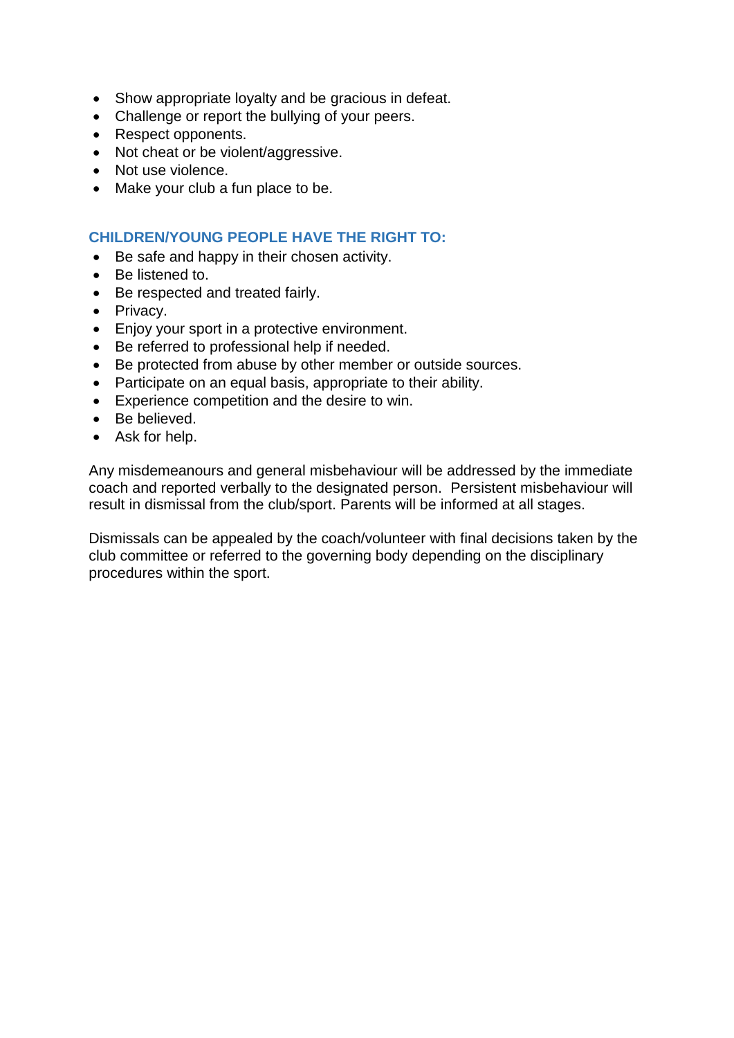- Show appropriate loyalty and be gracious in defeat.
- Challenge or report the bullying of your peers.
- Respect opponents.
- Not cheat or be violent/aggressive.
- Not use violence.
- Make your club a fun place to be.

## CHILDREN/YOUNG PEOPLE HAVE THE RIGHT TO:

- Be safe and happy in their chosen activity.
- Be listened to.
- Be respected and treated fairly.
- Privacy.
- Enjoy your sport in a protective environment.
- Be referred to professional help if needed.
- Be protected from abuse by other member or outside sources.
- Participate on an equal basis, appropriate to their ability.
- Experience competition and the desire to win.
- Be believed.
- Ask for help.

Any misdemeanours and general misbehaviour will be addressed by the immediate coach and reported verbally to the designated person. Persistent misbehaviour will result in dismissal from the club/sport. Parents will be informed at all stages.

Dismissals can be appealed by the coach/volunteer with final decisions taken by the club committee or referred to the governing body depending on the disciplinary procedures within the sport.